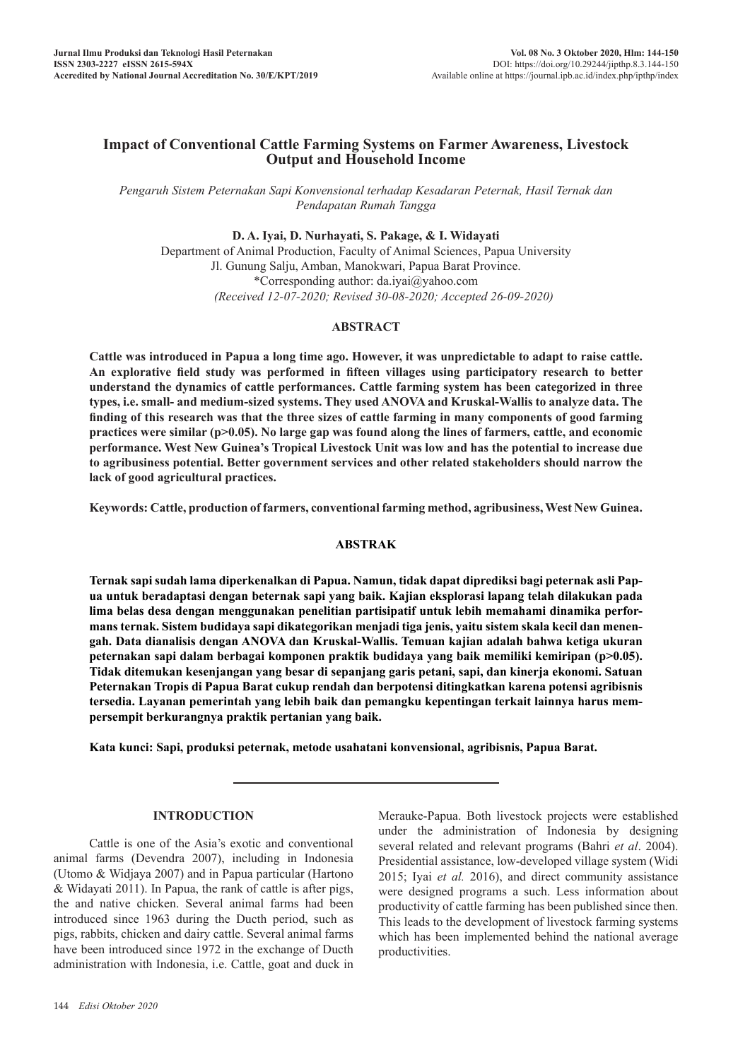# Impact of Conventional Cattle Farming Systems on Farmer Awareness, Livestock Output and Household Income

*Pengaruh Sistem Peternakan Sapi Konvensional terhadap Kesadaran Peternak, Hasil Ternak dan Pendapatan Rumah Tangga*

**D. A. Iyai, D. Nurhayati, S. Pakage, & I. Widayati**

Department of Animal Production, Faculty of Animal Sciences, Papua University
Jl. Gunung Salju, Amban, Manokwari, Papua Barat Province.
*Corresponding author: da.iyai@yahoo.com
*(Received 12-07-2020; Revised 30-08-2020; Accepted 26-09-2020)*

## ABSTRACT

**Cattle was introduced in Papua a long time ago. However, it was unpredictable to adapt to raise cattle. An explorative field study was performed in fifteen villages using participatory research to better understand the dynamics of cattle performances. Cattle farming system has been categorized in three types, i.e. small- and medium-sized systems. They used ANOVA and Kruskal-Wallis to analyze data. The finding of this research was that the three sizes of cattle farming in many components of good farming practices were similar (p>0.05). No large gap was found along the lines of farmers, cattle, and economic performance. West New Guinea's Tropical Livestock Unit was low and has the potential to increase due to agribusiness potential. Better government services and other related stakeholders should narrow the lack of good agricultural practices.**

**Keywords: Cattle, production of farmers, conventional farming method, agribusiness, West New Guinea.**

## ABSTRAK

**Ternak sapi sudah lama diperkenalkan di Papua. Namun, tidak dapat diprediksi bagi peternak asli Papua untuk beradaptasi dengan beternak sapi yang baik. Kajian eksplorasi lapang telah dilakukan pada lima belas desa dengan menggunakan penelitian partisipatif untuk lebih memahami dinamika performans ternak. Sistem budidaya sapi dikategorikan menjadi tiga jenis, yaitu sistem skala kecil dan menengah. Data dianalisis dengan ANOVA dan Kruskal-Wallis. Temuan kajian adalah bahwa ketiga ukuran peternakan sapi dalam berbagai komponen praktik budidaya yang baik memiliki kemiripan (p>0.05). Tidak ditemukan kesenjangan yang besar di sepanjang garis petani, sapi, dan kinerja ekonomi. Satuan Peternakan Tropis di Papua Barat cukup rendah dan berpotensi ditingkatkan karena potensi agribisnis tersedia. Layanan pemerintah yang lebih baik dan pemangku kepentingan terkait lainnya harus mempersempit berkurangnya praktik pertanian yang baik.**

**Kata kunci: Sapi, produksi peternak, metode usahatani konvensional, agribisnis, Papua Barat.**

## INTRODUCTION

Cattle is one of the Asia's exotic and conventional animal farms (Devendra 2007), including in Indonesia (Utomo & Widjaya 2007) and in Papua particular (Hartono & Widayati 2011). In Papua, the rank of cattle is after pigs, the and native chicken. Several animal farms had been introduced since 1963 during the Ducth period, such as pigs, rabbits, chicken and dairy cattle. Several animal farms have been introduced since 1972 in the exchange of Ducth administration with Indonesia, i.e. Cattle, goat and duck in Merauke-Papua. Both livestock projects were established under the administration of Indonesia by designing several related and relevant programs (Bahri *et al*. 2004). Presidential assistance, low-developed village system (Widi 2015; Iyai *et al.* 2016), and direct community assistance were designed programs a such. Less information about productivity of cattle farming has been published since then. This leads to the development of livestock farming systems which has been implemented behind the national average productivities.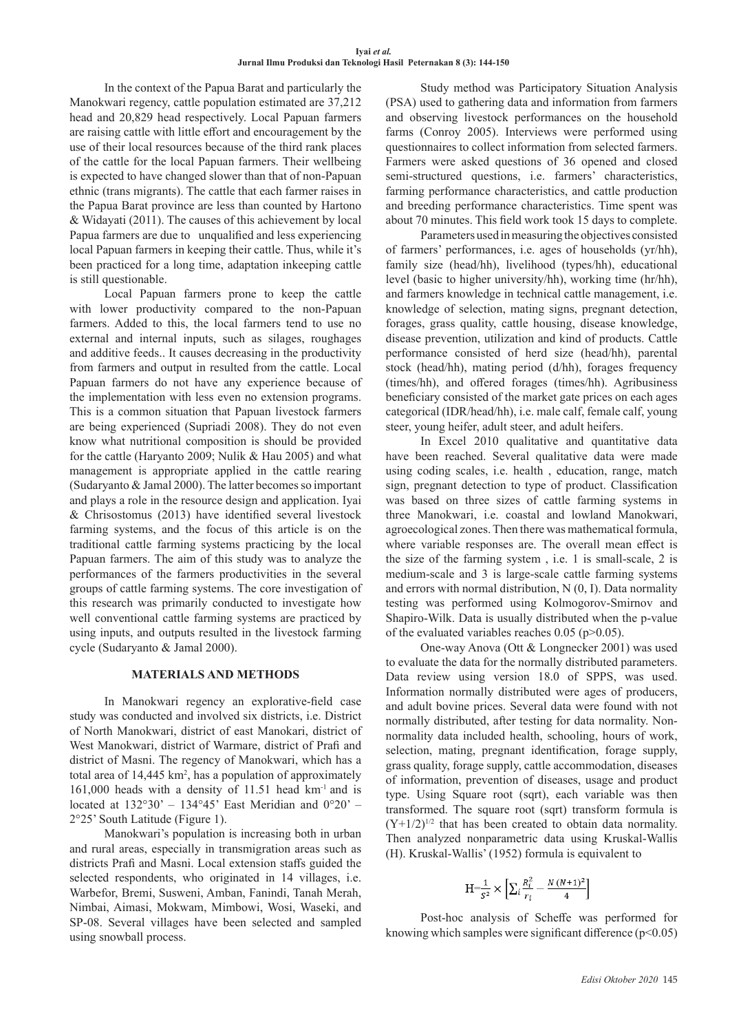In the context of the Papua Barat and particularly the Manokwari regency, cattle population estimated are 37,212 head and 20,829 head respectively. Local Papuan farmers are raising cattle with little effort and encouragement by the use of their local resources because of the third rank places of the cattle for the local Papuan farmers. Their wellbeing is expected to have changed slower than that of non-Papuan ethnic (trans migrants). The cattle that each farmer raises in the Papua Barat province are less than counted by Hartono & Widayati (2011). The causes of this achievement by local Papua farmers are due to unqualified and less experiencing local Papuan farmers in keeping their cattle. Thus, while it's been practiced for a long time, adaptation inkeeping cattle is still questionable.

Local Papuan farmers prone to keep the cattle with lower productivity compared to the non-Papuan farmers. Added to this, the local farmers tend to use no external and internal inputs, such as silages, roughages and additive feeds.. It causes decreasing in the productivity from farmers and output in resulted from the cattle. Local Papuan farmers do not have any experience because of the implementation with less even no extension programs. This is a common situation that Papuan livestock farmers are being experienced (Supriadi 2008). They do not even know what nutritional composition is should be provided for the cattle (Haryanto 2009; Nulik & Hau 2005) and what management is appropriate applied in the cattle rearing (Sudaryanto & Jamal 2000). The latter becomes so important and plays a role in the resource design and application. Iyai & Chrisostomus (2013) have identified several livestock farming systems, and the focus of this article is on the traditional cattle farming systems practicing by the local Papuan farmers. The aim of this study was to analyze the performances of the farmers productivities in the several groups of cattle farming systems. The core investigation of this research was primarily conducted to investigate how well conventional cattle farming systems are practiced by using inputs, and outputs resulted in the livestock farming cycle (Sudaryanto & Jamal 2000).

## MATERIALS AND METHODS

In Manokwari regency an explorative-field case study was conducted and involved six districts, i.e. District of North Manokwari, district of east Manokari, district of West Manokwari, district of Warmare, district of Prafi and district of Masni. The regency of Manokwari, which has a total area of 14,445 km$^2$, has a population of approximately 161,000 heads with a density of 11.51 head km$^{-1}$ and is located at 132°30' – 134°45' East Meridian and 0°20' – 2°25' South Latitude (Figure 1).

Manokwari's population is increasing both in urban and rural areas, especially in transmigration areas such as districts Prafi and Masni. Local extension staffs guided the selected respondents, who originated in 14 villages, i.e. Warbefor, Bremi, Susweni, Amban, Fanindi, Tanah Merah, Nimbai, Aimasi, Mokwam, Mimbowi, Wosi, Waseki, and SP-08. Several villages have been selected and sampled using snowball process.

Study method was Participatory Situation Analysis (PSA) used to gathering data and information from farmers and observing livestock performances on the household farms (Conroy 2005). Interviews were performed using questionnaires to collect information from selected farmers. Farmers were asked questions of 36 opened and closed semi-structured questions, i.e. farmers' characteristics, farming performance characteristics, and cattle production and breeding performance characteristics. Time spent was about 70 minutes. This field work took 15 days to complete.

Parameters used in measuring the objectives consisted of farmers' performances, i.e. ages of households (yr/hh), family size (head/hh), livelihood (types/hh), educational level (basic to higher university/hh), working time (hr/hh), and farmers knowledge in technical cattle management, i.e. knowledge of selection, mating signs, pregnant detection, forages, grass quality, cattle housing, disease knowledge, disease prevention, utilization and kind of products. Cattle performance consisted of herd size (head/hh), parental stock (head/hh), mating period (d/hh), forages frequency (times/hh), and offered forages (times/hh). Agribusiness beneficiary consisted of the market gate prices on each ages categorical (IDR/head/hh), i.e. male calf, female calf, young steer, young heifer, adult steer, and adult heifers.

In Excel 2010 qualitative and quantitative data have been reached. Several qualitative data were made using coding scales, i.e. health , education, range, match sign, pregnant detection to type of product. Classification was based on three sizes of cattle farming systems in three Manokwari, i.e. coastal and lowland Manokwari, agroecological zones. Then there was mathematical formula, where variable responses are. The overall mean effect is the size of the farming system , i.e. 1 is small-scale, 2 is medium-scale and 3 is large-scale cattle farming systems and errors with normal distribution, N (0, I). Data normality testing was performed using Kolmogorov-Smirnov and Shapiro-Wilk. Data is usually distributed when the p-value of the evaluated variables reaches 0.05 ($p>0.05$).

One-way Anova (Ott & Longnecker 2001) was used to evaluate the data for the normally distributed parameters. Data review using version 18.0 of SPPS, was used. Information normally distributed were ages of producers, and adult bovine prices. Several data were found with not normally distributed, after testing for data normality. Non-normality data included health, schooling, hours of work, selection, mating, pregnant identification, forage supply, grass quality, forage supply, cattle accommodation, diseases of information, prevention of diseases, usage and product type. Using Square root (sqrt), each variable was then transformed. The square root (sqrt) transform formula is $(Y+1/2)^{1/2}$ that has been created to obtain data normality. Then analyzed nonparametric data using Kruskal-Wallis (H). Kruskal-Wallis' (1952) formula is equivalent to

$$H = \frac{1}{S^2} \times \left[ \sum_i \frac{R_i^2}{r_i} - \frac{N\,(N+1)^2}{4} \right]$$

Post-hoc analysis of Scheffe was performed for knowing which samples were significant difference ($p<0.05$)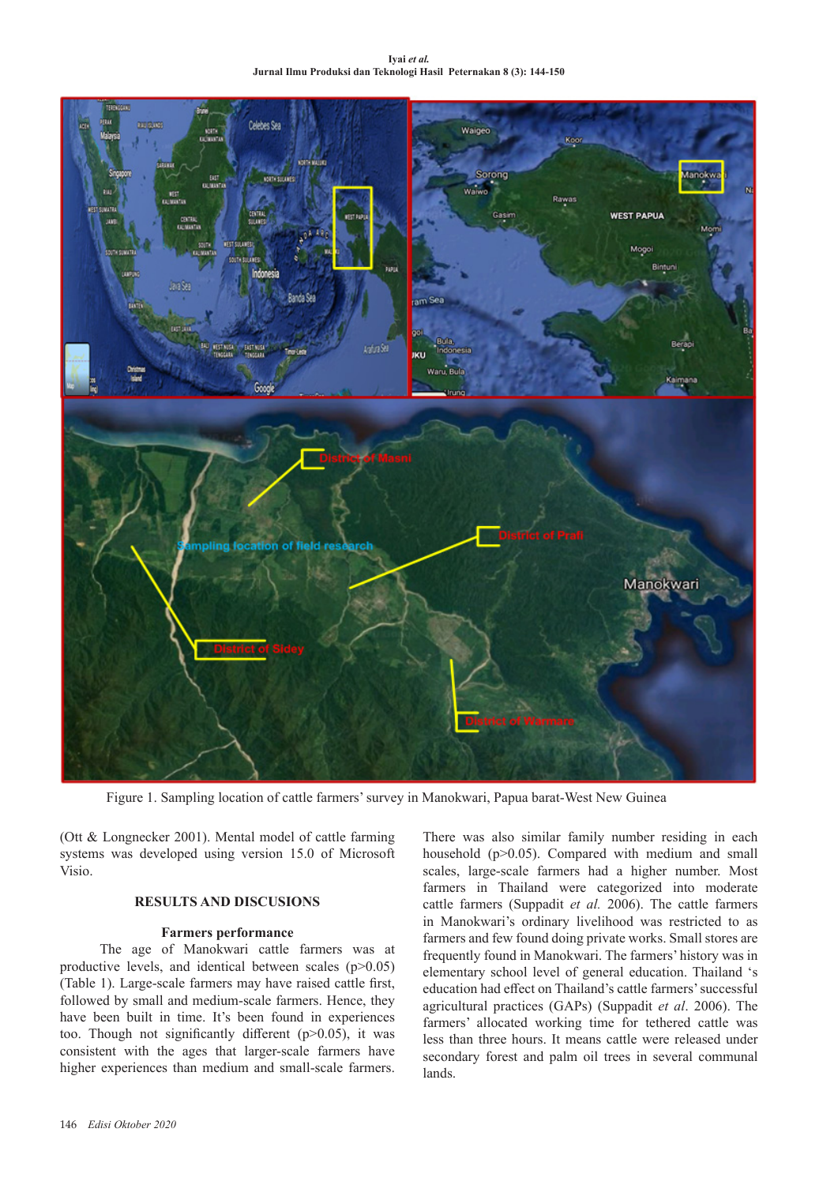Figure 1. Sampling location of cattle farmers' survey in Manokwari, Papua barat-West New Guinea

(Ott & Longnecker 2001). Mental model of cattle farming systems was developed using version 15.0 of Microsoft Visio.

## RESULTS AND DISCUSIONS

### Farmers performance

The age of Manokwari cattle farmers was at productive levels, and identical between scales ($p>0.05$) (Table 1). Large-scale farmers may have raised cattle first, followed by small and medium-scale farmers. Hence, they have been built in time. It's been found in experiences too. Though not significantly different ($p>0.05$), it was consistent with the ages that larger-scale farmers have higher experiences than medium and small-scale farmers. There was also similar family number residing in each household ($p>0.05$). Compared with medium and small scales, large-scale farmers had a higher number. Most farmers in Thailand were categorized into moderate cattle farmers (Suppadit *et al.* 2006). The cattle farmers in Manokwari's ordinary livelihood was restricted to as farmers and few found doing private works. Small stores are frequently found in Manokwari. The farmers' history was in elementary school level of general education. Thailand 's education had effect on Thailand's cattle farmers' successful agricultural practices (GAPs) (Suppadit *et al*. 2006). The farmers' allocated working time for tethered cattle was less than three hours. It means cattle were released under secondary forest and palm oil trees in several communal lands.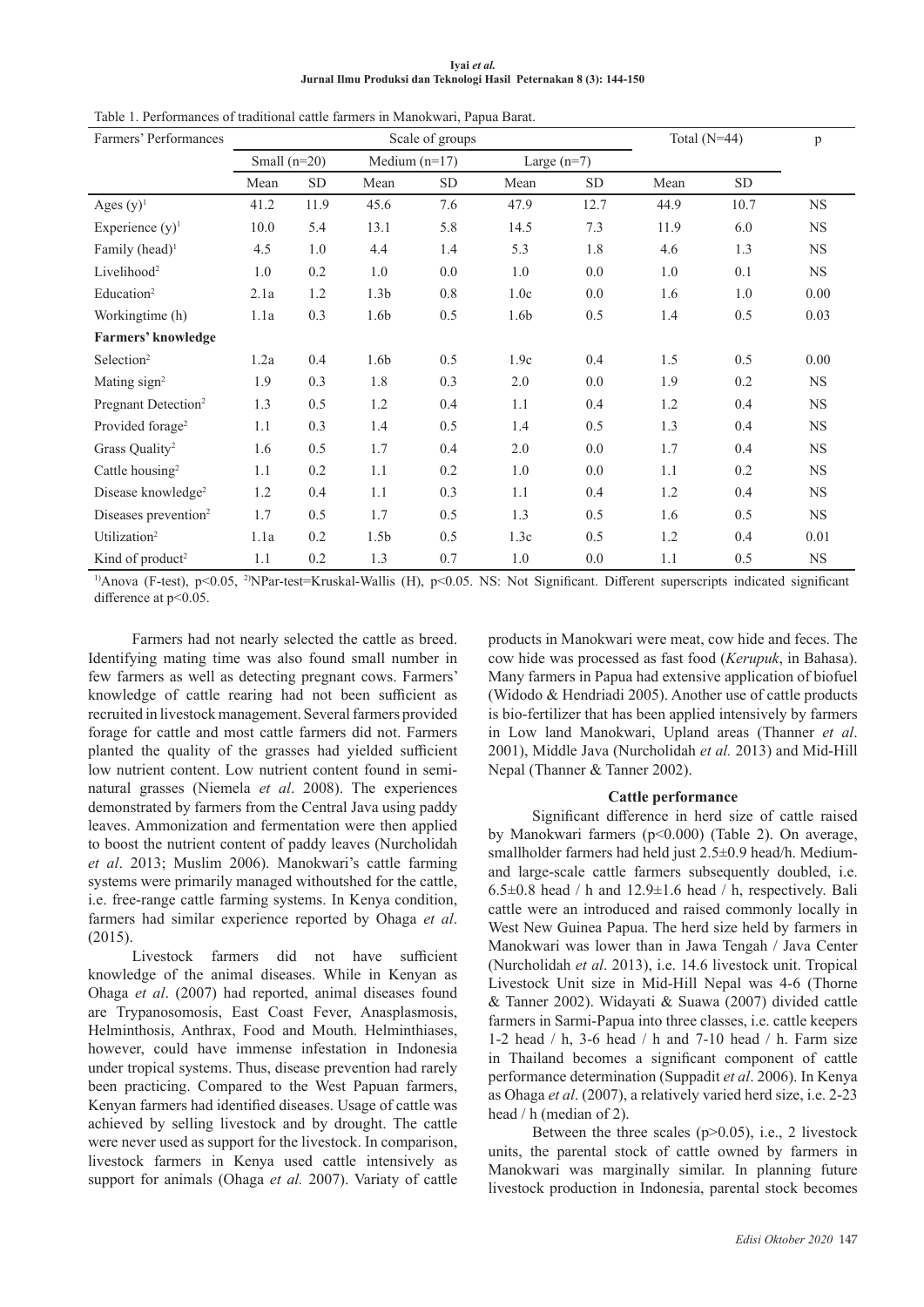Table 1. Performances of traditional cattle farmers in Manokwari, Papua Barat.

| Farmers' Performances | Scale of groups | | | | | | Total (N=44) | | p |
|---|---|---|---|---|---|---|---|---|---|
| | Small (n=20) | | Medium (n=17) | | Large (n=7) | | | | |
| | Mean | SD | Mean | SD | Mean | SD | Mean | SD | |
| Ages (y)[1] | 41.2 | 11.9 | 45.6 | 7.6 | 47.9 | 12.7 | 44.9 | 10.7 | NS |
| Experience (y)[1] | 10.0 | 5.4 | 13.1 | 5.8 | 14.5 | 7.3 | 11.9 | 6.0 | NS |
| Family (head)[1] | 4.5 | 1.0 | 4.4 | 1.4 | 5.3 | 1.8 | 4.6 | 1.3 | NS |
| Livelihood[2] | 1.0 | 0.2 | 1.0 | 0.0 | 1.0 | 0.0 | 1.0 | 0.1 | NS |
| Education[2] | 2.1a | 1.2 | 1.3b | 0.8 | 1.0c | 0.0 | 1.6 | 1.0 | 0.00 |
| Workingtime (h) | 1.1a | 0.3 | 1.6b | 0.5 | 1.6b | 0.5 | 1.4 | 0.5 | 0.03 |
| **Farmers' knowledge** | | | | | | | | | |
| Selection[2] | 1.2a | 0.4 | 1.6b | 0.5 | 1.9c | 0.4 | 1.5 | 0.5 | 0.00 |
| Mating sign[2] | 1.9 | 0.3 | 1.8 | 0.3 | 2.0 | 0.0 | 1.9 | 0.2 | NS |
| Pregnant Detection[2] | 1.3 | 0.5 | 1.2 | 0.4 | 1.1 | 0.4 | 1.2 | 0.4 | NS |
| Provided forage[2] | 1.1 | 0.3 | 1.4 | 0.5 | 1.4 | 0.5 | 1.3 | 0.4 | NS |
| Grass Quality[2] | 1.6 | 0.5 | 1.7 | 0.4 | 2.0 | 0.0 | 1.7 | 0.4 | NS |
| Cattle housing[2] | 1.1 | 0.2 | 1.1 | 0.2 | 1.0 | 0.0 | 1.1 | 0.2 | NS |
| Disease knowledge[2] | 1.2 | 0.4 | 1.1 | 0.3 | 1.1 | 0.4 | 1.2 | 0.4 | NS |
| Diseases prevention[2] | 1.7 | 0.5 | 1.7 | 0.5 | 1.3 | 0.5 | 1.6 | 0.5 | NS |
| Utilization[2] | 1.1a | 0.2 | 1.5b | 0.5 | 1.3c | 0.5 | 1.2 | 0.4 | 0.01 |
| Kind of product[2] | 1.1 | 0.2 | 1.3 | 0.7 | 1.0 | 0.0 | 1.1 | 0.5 | NS |

[1])Anova (F-test), $p<0.05$, [2])NPar-test=Kruskal-Wallis (H), $p<0.05$. NS: Not Significant. Different superscripts indicated significant difference at $p<0.05$.

Farmers had not nearly selected the cattle as breed. Identifying mating time was also found small number in few farmers as well as detecting pregnant cows. Farmers' knowledge of cattle rearing had not been sufficient as recruited in livestock management. Several farmers provided forage for cattle and most cattle farmers did not. Farmers planted the quality of the grasses had yielded sufficient low nutrient content. Low nutrient content found in semi-natural grasses (Niemela *et al*. 2008). The experiences demonstrated by farmers from the Central Java using paddy leaves. Ammonization and fermentation were then applied to boost the nutrient content of paddy leaves (Nurcholidah *et al*. 2013; Muslim 2006). Manokwari's cattle farming systems were primarily managed withoutshed for the cattle, i.e. free-range cattle farming systems. In Kenya condition, farmers had similar experience reported by Ohaga *et al*. (2015).

Livestock farmers did not have sufficient knowledge of the animal diseases. While in Kenyan as Ohaga *et al*. (2007) had reported, animal diseases found are Trypanosomosis, East Coast Fever, Anasplasmosis, Helminthosis, Anthrax, Food and Mouth. Helminthiases, however, could have immense infestation in Indonesia under tropical systems. Thus, disease prevention had rarely been practicing. Compared to the West Papuan farmers, Kenyan farmers had identified diseases. Usage of cattle was achieved by selling livestock and by drought. The cattle were never used as support for the livestock. In comparison, livestock farmers in Kenya used cattle intensively as support for animals (Ohaga *et al.* 2007). Variaty of cattle products in Manokwari were meat, cow hide and feces. The cow hide was processed as fast food (*Kerupuk*, in Bahasa). Many farmers in Papua had extensive application of biofuel (Widodo & Hendriadi 2005). Another use of cattle products is bio-fertilizer that has been applied intensively by farmers in Low land Manokwari, Upland areas (Thanner *et al*. 2001), Middle Java (Nurcholidah *et al.* 2013) and Mid-Hill Nepal (Thanner & Tanner 2002).

### Cattle performance

Significant difference in herd size of cattle raised by Manokwari farmers ($p<0.000$) (Table 2). On average, smallholder farmers had held just 2.5±0.9 head/h. Medium- and large-scale cattle farmers subsequently doubled, i.e. 6.5±0.8 head / h and 12.9±1.6 head / h, respectively. Bali cattle were an introduced and raised commonly locally in West New Guinea Papua. The herd size held by farmers in Manokwari was lower than in Jawa Tengah / Java Center (Nurcholidah *et al*. 2013), i.e. 14.6 livestock unit. Tropical Livestock Unit size in Mid-Hill Nepal was 4-6 (Thorne & Tanner 2002). Widayati & Suawa (2007) divided cattle farmers in Sarmi-Papua into three classes, i.e. cattle keepers 1-2 head / h, 3-6 head / h and 7-10 head / h. Farm size in Thailand becomes a significant component of cattle performance determination (Suppadit *et al*. 2006). In Kenya as Ohaga *et al*. (2007), a relatively varied herd size, i.e. 2-23 head / h (median of 2).

Between the three scales ($p>0.05$), i.e., 2 livestock units, the parental stock of cattle owned by farmers in Manokwari was marginally similar. In planning future livestock production in Indonesia, parental stock becomes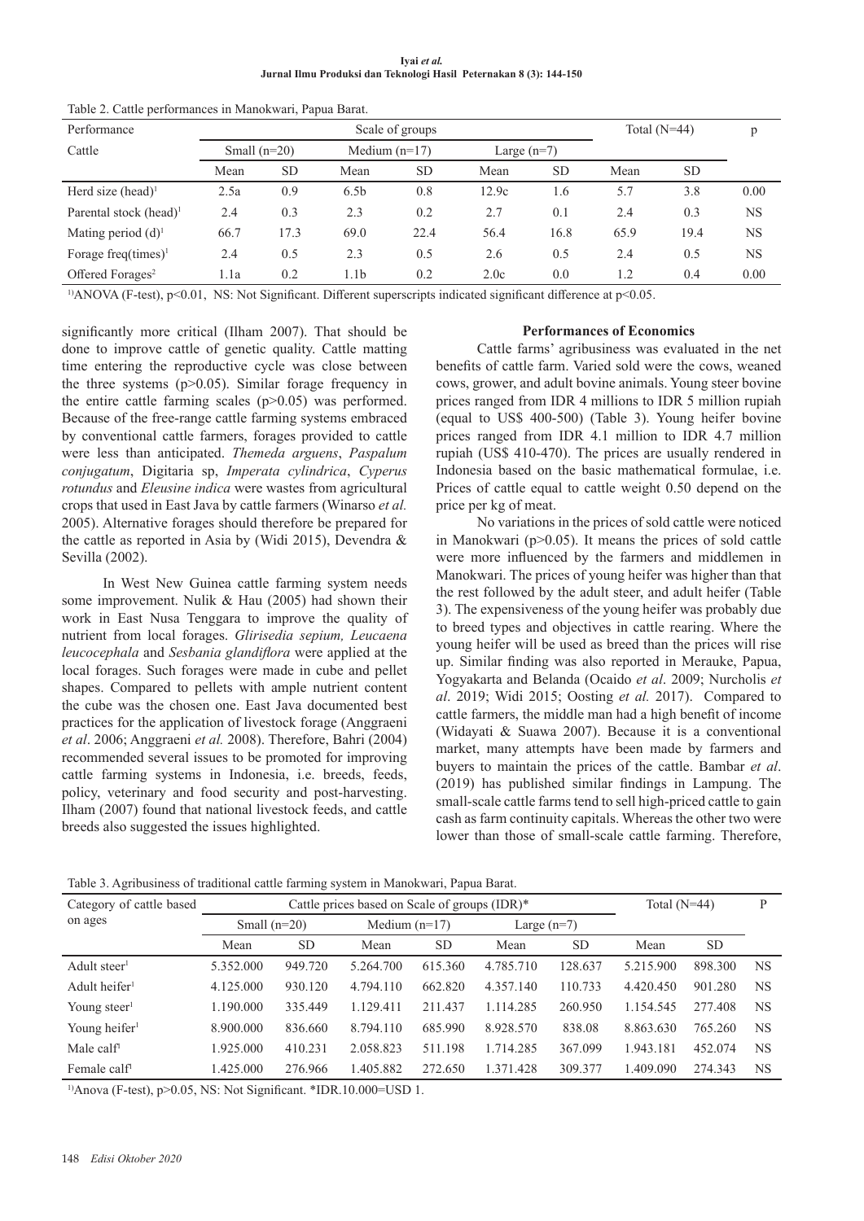Table 2. Cattle performances in Manokwari, Papua Barat.

| Performance | Scale of groups | | | | | | Total (N=44) | | p |
|---|---|---|---|---|---|---|---|---|---|
| Cattle | Small (n=20) | | Medium (n=17) | | Large (n=7) | | | | |
| | Mean | SD | Mean | SD | Mean | SD | Mean | SD | |
| Herd size (head)[1] | 2.5a | 0.9 | 6.5b | 0.8 | 12.9c | 1.6 | 5.7 | 3.8 | 0.00 |
| Parental stock (head)[1] | 2.4 | 0.3 | 2.3 | 0.2 | 2.7 | 0.1 | 2.4 | 0.3 | NS |
| Mating period (d)[1] | 66.7 | 17.3 | 69.0 | 22.4 | 56.4 | 16.8 | 65.9 | 19.4 | NS |
| Forage freq(times)[1] | 2.4 | 0.5 | 2.3 | 0.5 | 2.6 | 0.5 | 2.4 | 0.5 | NS |
| Offered Forages[2] | 1.1a | 0.2 | 1.1b | 0.2 | 2.0c | 0.0 | 1.2 | 0.4 | 0.00 |

[1)]ANOVA (F-test), $p<0.01$, NS: Not Significant. Different superscripts indicated significant difference at $p<0.05$.

significantly more critical (Ilham 2007). That should be done to improve cattle of genetic quality. Cattle matting time entering the reproductive cycle was close between the three systems ($p>0.05$). Similar forage frequency in the entire cattle farming scales ($p>0.05$) was performed. Because of the free-range cattle farming systems embraced by conventional cattle farmers, forages provided to cattle were less than anticipated. *Themeda arguens*, *Paspalum conjugatum*, Digitaria sp, *Imperata cylindrica*, *Cyperus rotundus* and *Eleusine indica* were wastes from agricultural crops that used in East Java by cattle farmers (Winarso *et al.* 2005). Alternative forages should therefore be prepared for the cattle as reported in Asia by (Widi 2015), Devendra & Sevilla (2002).

In West New Guinea cattle farming system needs some improvement. Nulik & Hau (2005) had shown their work in East Nusa Tenggara to improve the quality of nutrient from local forages. *Glirisedia sepium, Leucaena leucocephala* and *Sesbania glandiflora* were applied at the local forages. Such forages were made in cube and pellet shapes. Compared to pellets with ample nutrient content the cube was the chosen one. East Java documented best practices for the application of livestock forage (Anggraeni *et al*. 2006; Anggraeni *et al.* 2008). Therefore, Bahri (2004) recommended several issues to be promoted for improving cattle farming systems in Indonesia, i.e. breeds, feeds, policy, veterinary and food security and post-harvesting. Ilham (2007) found that national livestock feeds, and cattle breeds also suggested the issues highlighted.

**Performances of Economics**

Cattle farms' agribusiness was evaluated in the net benefits of cattle farm. Varied sold were the cows, weaned cows, grower, and adult bovine animals. Young steer bovine prices ranged from IDR 4 millions to IDR 5 million rupiah (equal to US$ 400-500) (Table 3). Young heifer bovine prices ranged from IDR 4.1 million to IDR 4.7 million rupiah (US$ 410-470). The prices are usually rendered in Indonesia based on the basic mathematical formulae, i.e. Prices of cattle equal to cattle weight 0.50 depend on the price per kg of meat.

No variations in the prices of sold cattle were noticed in Manokwari ($p>0.05$). It means the prices of sold cattle were more influenced by the farmers and middlemen in Manokwari. The prices of young heifer was higher than that the rest followed by the adult steer, and adult heifer (Table 3). The expensiveness of the young heifer was probably due to breed types and objectives in cattle rearing. Where the young heifer will be used as breed than the prices will rise up. Similar finding was also reported in Merauke, Papua, Yogyakarta and Belanda (Ocaido *et al*. 2009; Nurcholis *et al*. 2019; Widi 2015; Oosting *et al.* 2017). Compared to cattle farmers, the middle man had a high benefit of income (Widayati & Suawa 2007). Because it is a conventional market, many attempts have been made by farmers and buyers to maintain the prices of the cattle. Bambar *et al*. (2019) has published similar findings in Lampung. The small-scale cattle farms tend to sell high-priced cattle to gain cash as farm continuity capitals. Whereas the other two were lower than those of small-scale cattle farming. Therefore,

Table 3. Agribusiness of traditional cattle farming system in Manokwari, Papua Barat.

| Category of cattle based on ages | Cattle prices based on Scale of groups (IDR)* | | | | | | Total (N=44) | | P |
|---|---|---|---|---|---|---|---|---|---|
| | Small (n=20) | | Medium (n=17) | | Large (n=7) | | | | |
| | Mean | SD | Mean | SD | Mean | SD | Mean | SD | |
| Adult steer[1] | 5.352.000 | 949.720 | 5.264.700 | 615.360 | 4.785.710 | 128.637 | 5.215.900 | 898.300 | NS |
| Adult heifer[1] | 4.125.000 | 930.120 | 4.794.110 | 662.820 | 4.357.140 | 110.733 | 4.420.450 | 901.280 | NS |
| Young steer[1] | 1.190.000 | 335.449 | 1.129.411 | 211.437 | 1.114.285 | 260.950 | 1.154.545 | 277.408 | NS |
| Young heifer[1] | 8.900.000 | 836.660 | 8.794.110 | 685.990 | 8.928.570 | 838.08 | 8.863.630 | 765.260 | NS |
| Male calf[1] | 1.925.000 | 410.231 | 2.058.823 | 511.198 | 1.714.285 | 367.099 | 1.943.181 | 452.074 | NS |
| Female calf[1] | 1.425.000 | 276.966 | 1.405.882 | 272.650 | 1.371.428 | 309.377 | 1.409.090 | 274.343 | NS |

[1)]Anova (F-test), $p>0.05$, NS: Not Significant. *IDR.10.000=USD 1.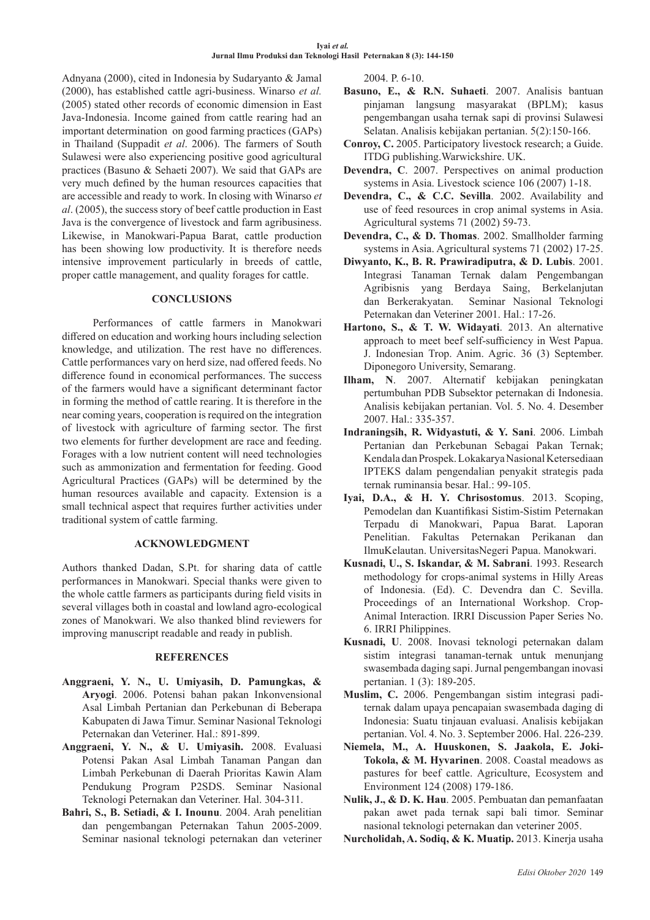Adnyana (2000), cited in Indonesia by Sudaryanto & Jamal (2000), has established cattle agri-business. Winarso *et al.* (2005) stated other records of economic dimension in East Java-Indonesia. Income gained from cattle rearing had an important determination on good farming practices (GAPs) in Thailand (Suppadit *et al*. 2006). The farmers of South Sulawesi were also experiencing positive good agricultural practices (Basuno & Sehaeti 2007). We said that GAPs are very much defined by the human resources capacities that are accessible and ready to work. In closing with Winarso *et al*. (2005), the success story of beef cattle production in East Java is the convergence of livestock and farm agribusiness. Likewise, in Manokwari-Papua Barat, cattle production has been showing low productivity. It is therefore needs intensive improvement particularly in breeds of cattle, proper cattle management, and quality forages for cattle.

## CONCLUSIONS

Performances of cattle farmers in Manokwari differed on education and working hours including selection knowledge, and utilization. The rest have no differences. Cattle performances vary on herd size, nad offered feeds. No difference found in economical performances. The success of the farmers would have a significant determinant factor in forming the method of cattle rearing. It is therefore in the near coming years, cooperation is required on the integration of livestock with agriculture of farming sector. The first two elements for further development are race and feeding. Forages with a low nutrient content will need technologies such as ammonization and fermentation for feeding. Good Agricultural Practices (GAPs) will be determined by the human resources available and capacity. Extension is a small technical aspect that requires further activities under traditional system of cattle farming.

## ACKNOWLEDGMENT

Authors thanked Dadan, S.Pt. for sharing data of cattle performances in Manokwari. Special thanks were given to the whole cattle farmers as participants during field visits in several villages both in coastal and lowland agro-ecological zones of Manokwari. We also thanked blind reviewers for improving manuscript readable and ready in publish.

## REFERENCES

**Anggraeni, Y. N., U. Umiyasih, D. Pamungkas, & Aryogi**. 2006. Potensi bahan pakan Inkonvensional Asal Limbah Pertanian dan Perkebunan di Beberapa Kabupaten di Jawa Timur. Seminar Nasional Teknologi Peternakan dan Veteriner. Hal.: 891-899.

**Anggraeni, Y. N., & U. Umiyasih.** 2008. Evaluasi Potensi Pakan Asal Limbah Tanaman Pangan dan Limbah Perkebunan di Daerah Prioritas Kawin Alam Pendukung Program P2SDS. Seminar Nasional Teknologi Peternakan dan Veteriner. Hal. 304-311.

**Bahri, S., B. Setiadi, & I. Inounu**. 2004. Arah penelitian dan pengembangan Peternakan Tahun 2005-2009. Seminar nasional teknologi peternakan dan veteriner 2004. P. 6-10.

**Basuno, E., & R.N. Suhaeti**. 2007. Analisis bantuan pinjaman langsung masyarakat (BPLM); kasus pengembangan usaha ternak sapi di provinsi Sulawesi Selatan. Analisis kebijakan pertanian. 5(2):150-166.

**Conroy, C.** 2005. Participatory livestock research; a Guide. ITDG publishing.Warwickshire. UK.

**Devendra, C**. 2007. Perspectives on animal production systems in Asia. Livestock science 106 (2007) 1-18.

**Devendra, C., & C.C. Sevilla**. 2002. Availability and use of feed resources in crop animal systems in Asia. Agricultural systems 71 (2002) 59-73.

**Devendra, C., & D. Thomas**. 2002. Smallholder farming systems in Asia. Agricultural systems 71 (2002) 17-25.

**Diwyanto, K., B. R. Prawiradiputra, & D. Lubis**. 2001. Integrasi Tanaman Ternak dalam Pengembangan Agribisnis yang Berdaya Saing, Berkelanjutan dan Berkerakyatan. Seminar Nasional Teknologi Peternakan dan Veteriner 2001. Hal.: 17-26.

**Hartono, S., & T. W. Widayati**. 2013. An alternative approach to meet beef self-sufficiency in West Papua. J. Indonesian Trop. Anim. Agric. 36 (3) September. Diponegoro University, Semarang.

**Ilham, N**. 2007. Alternatif kebijakan peningkatan pertumbuhan PDB Subsektor peternakan di Indonesia. Analisis kebijakan pertanian. Vol. 5. No. 4. Desember 2007. Hal.: 335-357.

**Indraningsih, R. Widyastuti, & Y. Sani**. 2006. Limbah Pertanian dan Perkebunan Sebagai Pakan Ternak; Kendala dan Prospek. Lokakarya Nasional Ketersediaan IPTEKS dalam pengendalian penyakit strategis pada ternak ruminansia besar. Hal.: 99-105.

**Iyai, D.A., & H. Y. Chrisostomus**. 2013. Scoping, Pemodelan dan Kuantifikasi Sistim-Sistim Peternakan Terpadu di Manokwari, Papua Barat. Laporan Penelitian. Fakultas Peternakan Perikanan dan IlmuKelautan. UniversitasNegeri Papua. Manokwari.

**Kusnadi, U., S. Iskandar, & M. Sabrani**. 1993. Research methodology for crops-animal systems in Hilly Areas of Indonesia. (Ed). C. Devendra dan C. Sevilla. Proceedings of an International Workshop. Crop-Animal Interaction. IRRI Discussion Paper Series No. 6. IRRI Philippines.

**Kusnadi, U**. 2008. Inovasi teknologi peternakan dalam sistim integrasi tanaman-ternak untuk menunjang swasembada daging sapi. Jurnal pengembangan inovasi pertanian. 1 (3): 189-205.

**Muslim, C.** 2006. Pengembangan sistim integrasi padi-ternak dalam upaya pencapaian swasembada daging di Indonesia: Suatu tinjauan evaluasi. Analisis kebijakan pertanian. Vol. 4. No. 3. September 2006. Hal. 226-239.

**Niemela, M., A. Huuskonen, S. Jaakola, E. Joki-Tokola, & M. Hyvarinen**. 2008. Coastal meadows as pastures for beef cattle. Agriculture, Ecosystem and Environment 124 (2008) 179-186.

**Nulik, J., & D. K. Hau**. 2005. Pembuatan dan pemanfaatan pakan awet pada ternak sapi bali timor. Seminar nasional teknologi peternakan dan veteriner 2005.

**Nurcholidah, A. Sodiq, & K. Muatip.** 2013. Kinerja usaha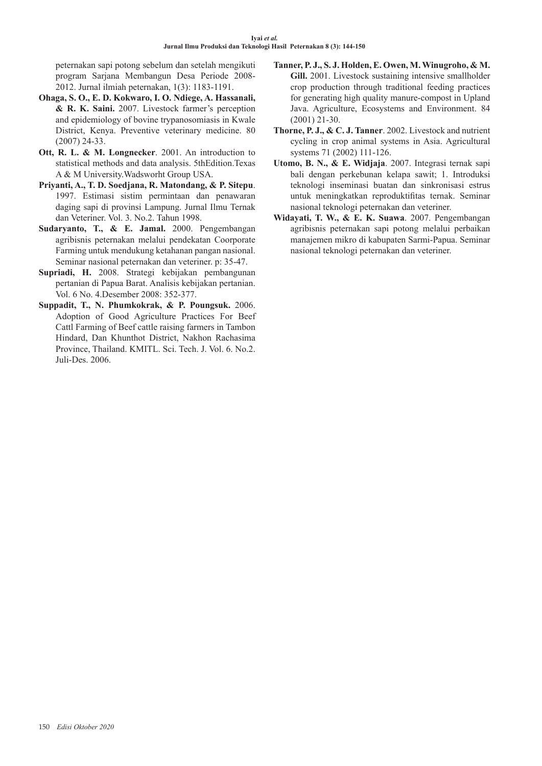peternakan sapi potong sebelum dan setelah mengikuti program Sarjana Membangun Desa Periode 2008-2012. Jurnal ilmiah peternakan, 1(3): 1183-1191.

**Ohaga, S. O., E. D. Kokwaro, I. O. Ndiege, A. Hassanali, & R. K. Saini.** 2007. Livestock farmer's perception and epidemiology of bovine trypanosomiasis in Kwale District, Kenya. Preventive veterinary medicine. 80 (2007) 24-33.

**Ott, R. L. & M. Longnecker**. 2001. An introduction to statistical methods and data analysis. 5thEdition.Texas A & M University.Wadsworht Group USA.

**Priyanti, A., T. D. Soedjana, R. Matondang, & P. Sitepu**. 1997. Estimasi sistim permintaan dan penawaran daging sapi di provinsi Lampung. Jurnal Ilmu Ternak dan Veteriner. Vol. 3. No.2. Tahun 1998.

**Sudaryanto, T., & E. Jamal.** 2000. Pengembangan agribisnis peternakan melalui pendekatan Coorporate Farming untuk mendukung ketahanan pangan nasional. Seminar nasional peternakan dan veteriner. p: 35-47.

**Supriadi, H.** 2008. Strategi kebijakan pembangunan pertanian di Papua Barat. Analisis kebijakan pertanian. Vol. 6 No. 4.Desember 2008: 352-377.

**Suppadit, T., N. Phumkokrak, & P. Poungsuk.** 2006. Adoption of Good Agriculture Practices For Beef Cattl Farming of Beef cattle raising farmers in Tambon Hindard, Dan Khunthot District, Nakhon Rachasima Province, Thailand. KMITL. Sci. Tech. J. Vol. 6. No.2. Juli-Des. 2006.

**Tanner, P. J., S. J. Holden, E. Owen, M. Winugroho, & M. Gill.** 2001. Livestock sustaining intensive smallholder crop production through traditional feeding practices for generating high quality manure-compost in Upland Java. Agriculture, Ecosystems and Environment. 84 (2001) 21-30.

**Thorne, P. J., & C. J. Tanner**. 2002. Livestock and nutrient cycling in crop animal systems in Asia. Agricultural systems 71 (2002) 111-126.

**Utomo, B. N., & E. Widjaja**. 2007. Integrasi ternak sapi bali dengan perkebunan kelapa sawit; 1. Introduksi teknologi inseminasi buatan dan sinkronisasi estrus untuk meningkatkan reproduktifitas ternak. Seminar nasional teknologi peternakan dan veteriner.

**Widayati, T. W., & E. K. Suawa**. 2007. Pengembangan agribisnis peternakan sapi potong melalui perbaikan manajemen mikro di kabupaten Sarmi-Papua. Seminar nasional teknologi peternakan dan veteriner.